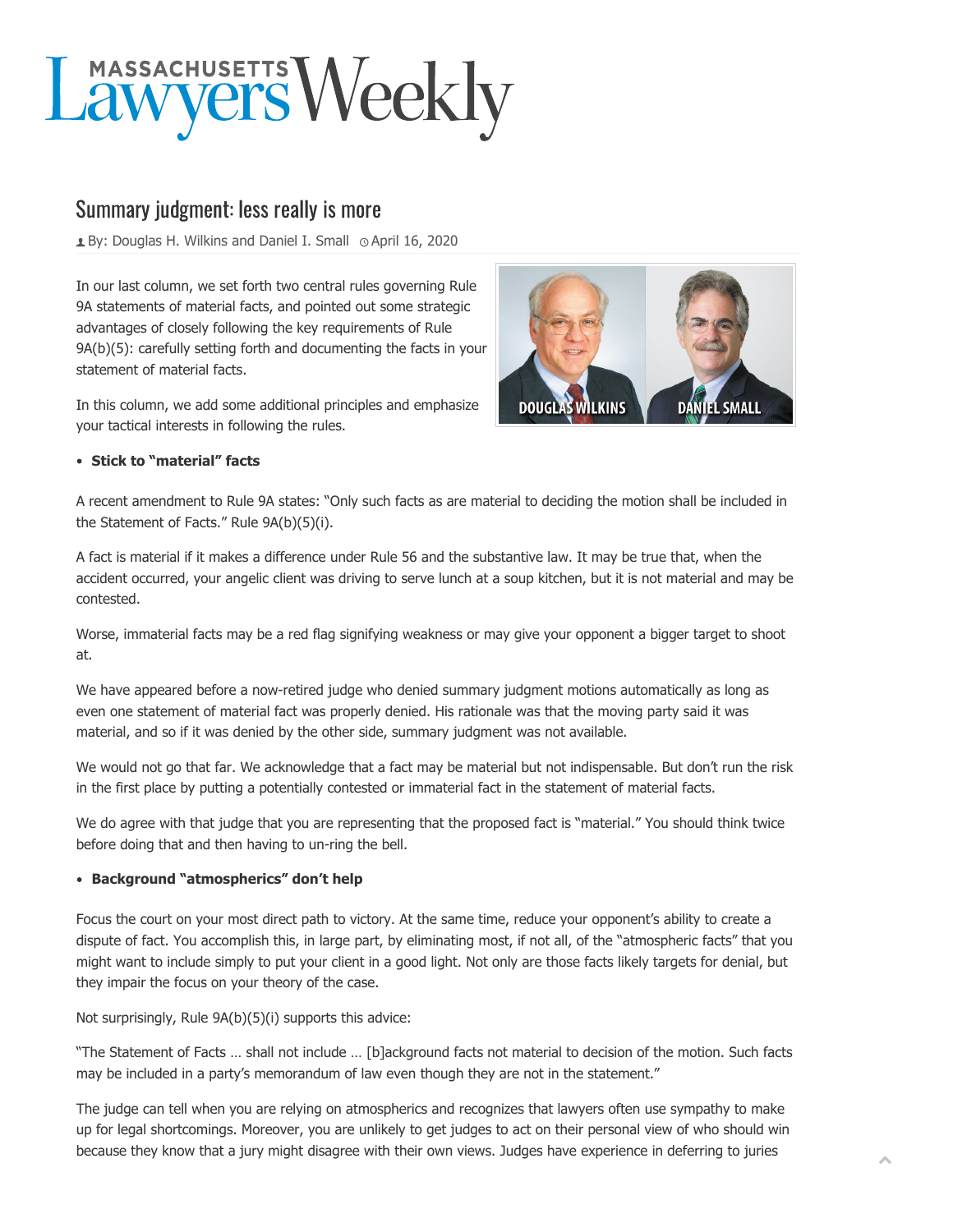# Massachusetts Lawyers Weekly

## Summary judgment: less really is more

By: Douglas H. Wilkins and Daniel I. Small   April 16, 2020

DOUGLAS WILKINS   DANIEL SMALL

In our last column, we set forth two central rules governing Rule 9A statements of material facts, and pointed out some strategic advantages of closely following the key requirements of Rule 9A(b)(5): carefully setting forth and documenting the facts in your statement of material facts.

In this column, we add some additional principles and emphasize your tactical interests in following the rules.

- **Stick to "material" facts**

A recent amendment to Rule 9A states: "Only such facts as are material to deciding the motion shall be included in the Statement of Facts." Rule 9A(b)(5)(i).

A fact is material if it makes a difference under Rule 56 and the substantive law. It may be true that, when the accident occurred, your angelic client was driving to serve lunch at a soup kitchen, but it is not material and may be contested.

Worse, immaterial facts may be a red flag signifying weakness or may give your opponent a bigger target to shoot at.

We have appeared before a now-retired judge who denied summary judgment motions automatically as long as even one statement of material fact was properly denied. His rationale was that the moving party said it was material, and so if it was denied by the other side, summary judgment was not available.

We would not go that far. We acknowledge that a fact may be material but not indispensable. But don't run the risk in the first place by putting a potentially contested or immaterial fact in the statement of material facts.

We do agree with that judge that you are representing that the proposed fact is "material." You should think twice before doing that and then having to un-ring the bell.

- **Background "atmospherics" don't help**

Focus the court on your most direct path to victory. At the same time, reduce your opponent's ability to create a dispute of fact. You accomplish this, in large part, by eliminating most, if not all, of the "atmospheric facts" that you might want to include simply to put your client in a good light. Not only are those facts likely targets for denial, but they impair the focus on your theory of the case.

Not surprisingly, Rule 9A(b)(5)(i) supports this advice:

"The Statement of Facts … shall not include … [b]ackground facts not material to decision of the motion. Such facts may be included in a party's memorandum of law even though they are not in the statement."

The judge can tell when you are relying on atmospherics and recognizes that lawyers often use sympathy to make up for legal shortcomings. Moreover, you are unlikely to get judges to act on their personal view of who should win because they know that a jury might disagree with their own views. Judges have experience in deferring to juries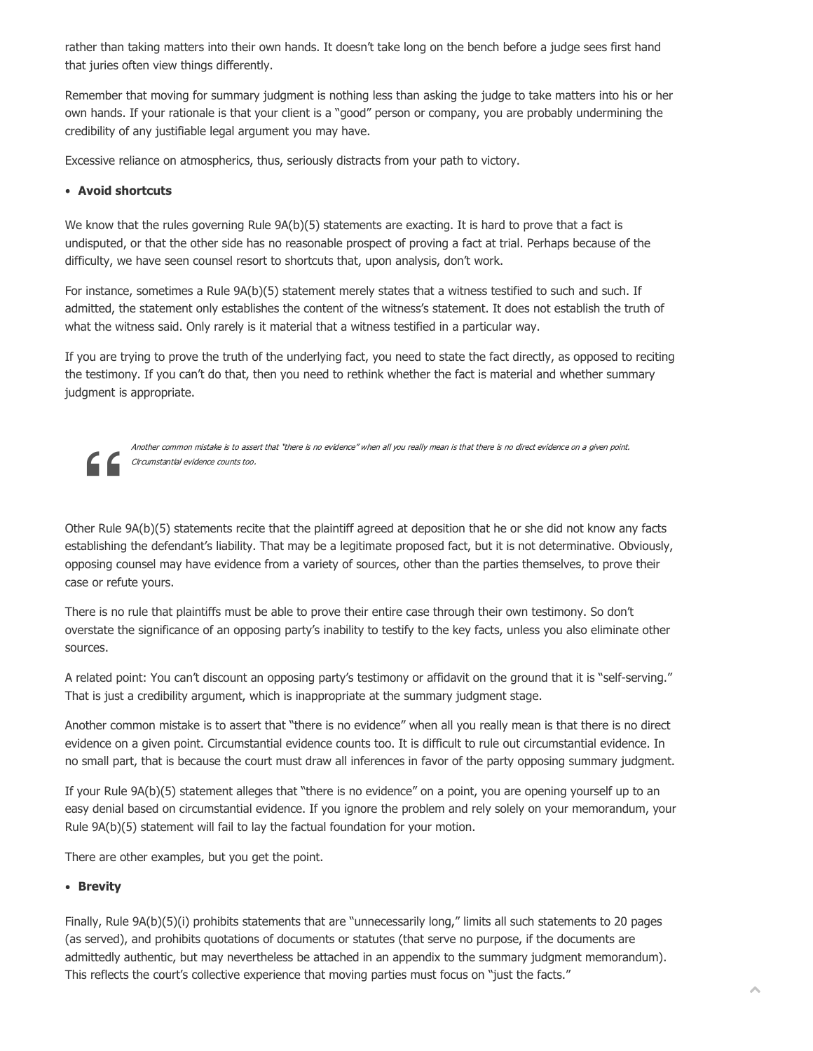rather than taking matters into their own hands. It doesn't take long on the bench before a judge sees first hand that juries often view things differently.

Remember that moving for summary judgment is nothing less than asking the judge to take matters into his or her own hands. If your rationale is that your client is a "good" person or company, you are probably undermining the credibility of any justifiable legal argument you may have.

Excessive reliance on atmospherics, thus, seriously distracts from your path to victory.

- **Avoid shortcuts**

We know that the rules governing Rule 9A(b)(5) statements are exacting. It is hard to prove that a fact is undisputed, or that the other side has no reasonable prospect of proving a fact at trial. Perhaps because of the difficulty, we have seen counsel resort to shortcuts that, upon analysis, don't work.

For instance, sometimes a Rule 9A(b)(5) statement merely states that a witness testified to such and such. If admitted, the statement only establishes the content of the witness's statement. It does not establish the truth of what the witness said. Only rarely is it material that a witness testified in a particular way.

If you are trying to prove the truth of the underlying fact, you need to state the fact directly, as opposed to reciting the testimony. If you can't do that, then you need to rethink whether the fact is material and whether summary judgment is appropriate.

> *Another common mistake is to assert that "there is no evidence" when all you really mean is that there is no direct evidence on a given point. Circumstantial evidence counts too.*

Other Rule 9A(b)(5) statements recite that the plaintiff agreed at deposition that he or she did not know any facts establishing the defendant's liability. That may be a legitimate proposed fact, but it is not determinative. Obviously, opposing counsel may have evidence from a variety of sources, other than the parties themselves, to prove their case or refute yours.

There is no rule that plaintiffs must be able to prove their entire case through their own testimony. So don't overstate the significance of an opposing party's inability to testify to the key facts, unless you also eliminate other sources.

A related point: You can't discount an opposing party's testimony or affidavit on the ground that it is "self-serving." That is just a credibility argument, which is inappropriate at the summary judgment stage.

Another common mistake is to assert that "there is no evidence" when all you really mean is that there is no direct evidence on a given point. Circumstantial evidence counts too. It is difficult to rule out circumstantial evidence. In no small part, that is because the court must draw all inferences in favor of the party opposing summary judgment.

If your Rule 9A(b)(5) statement alleges that "there is no evidence" on a point, you are opening yourself up to an easy denial based on circumstantial evidence. If you ignore the problem and rely solely on your memorandum, your Rule 9A(b)(5) statement will fail to lay the factual foundation for your motion.

There are other examples, but you get the point.

- **Brevity**

Finally, Rule 9A(b)(5)(i) prohibits statements that are "unnecessarily long," limits all such statements to 20 pages (as served), and prohibits quotations of documents or statutes (that serve no purpose, if the documents are admittedly authentic, but may nevertheless be attached in an appendix to the summary judgment memorandum). This reflects the court's collective experience that moving parties must focus on "just the facts."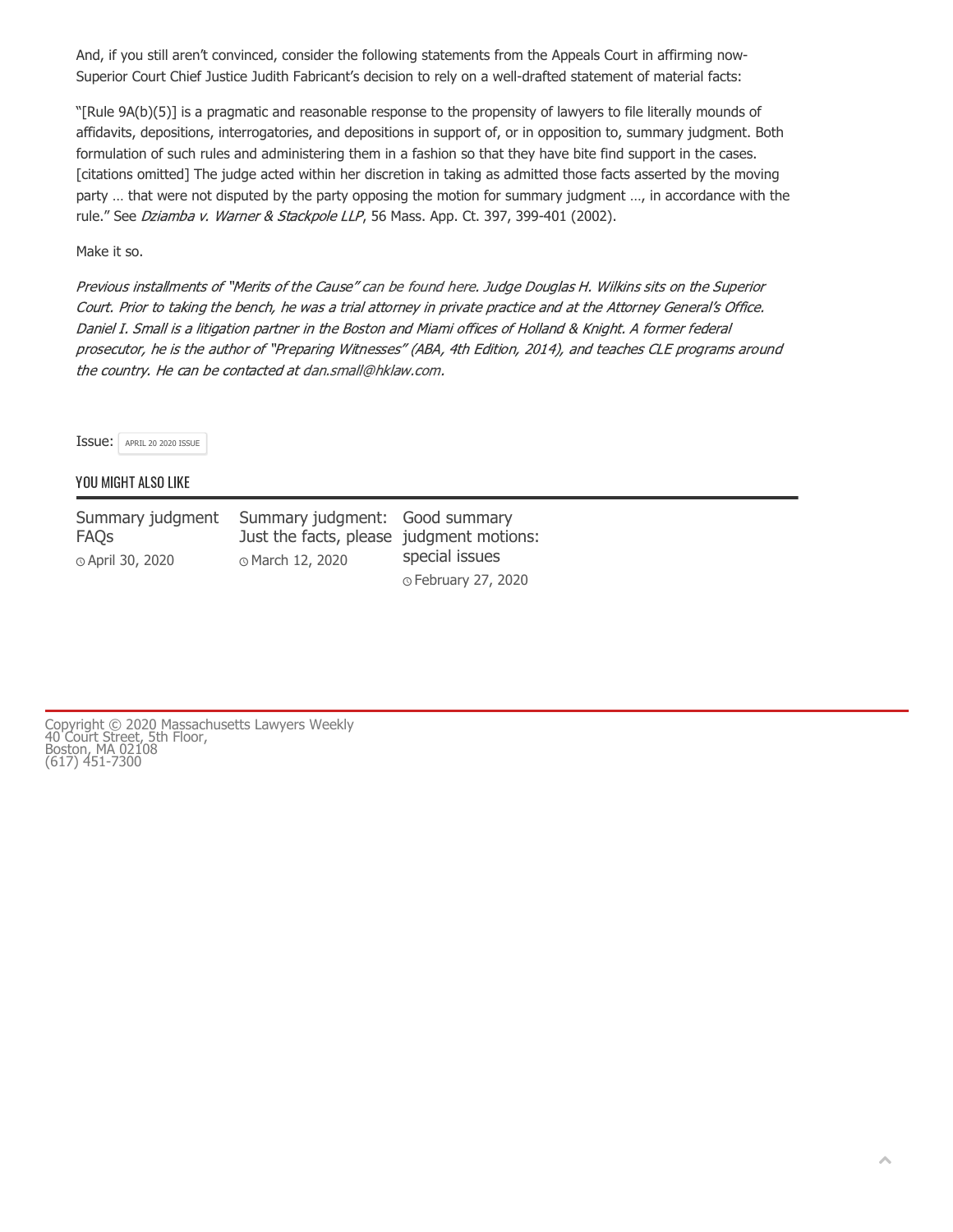And, if you still aren't convinced, consider the following statements from the Appeals Court in affirming now-Superior Court Chief Justice Judith Fabricant's decision to rely on a well-drafted statement of material facts:

"[Rule 9A(b)(5)] is a pragmatic and reasonable response to the propensity of lawyers to file literally mounds of affidavits, depositions, interrogatories, and depositions in support of, or in opposition to, summary judgment. Both formulation of such rules and administering them in a fashion so that they have bite find support in the cases. [citations omitted] The judge acted within her discretion in taking as admitted those facts asserted by the moving party … that were not disputed by the party opposing the motion for summary judgment …, in accordance with the rule." See *Dziamba v. Warner & Stackpole LLP*, 56 Mass. App. Ct. 397, 399-401 (2002).

Make it so.

*Previous installments of "Merits of the Cause" can be found here. Judge Douglas H. Wilkins sits on the Superior Court. Prior to taking the bench, he was a trial attorney in private practice and at the Attorney General's Office. Daniel I. Small is a litigation partner in the Boston and Miami offices of Holland & Knight. A former federal prosecutor, he is the author of "Preparing Witnesses" (ABA, 4th Edition, 2014), and teaches CLE programs around the country. He can be contacted at dan.small@hklaw.com.*

Issue: APRIL 20 2020 ISSUE

## YOU MIGHT ALSO LIKE

- Summary judgment FAQs — April 30, 2020
- Summary judgment: Just the facts, please — March 12, 2020
- Good summary judgment motions: special issues — February 27, 2020

Copyright © 2020 Massachusetts Lawyers Weekly
40 Court Street, 5th Floor,
Boston, MA 02108
(617) 451-7300